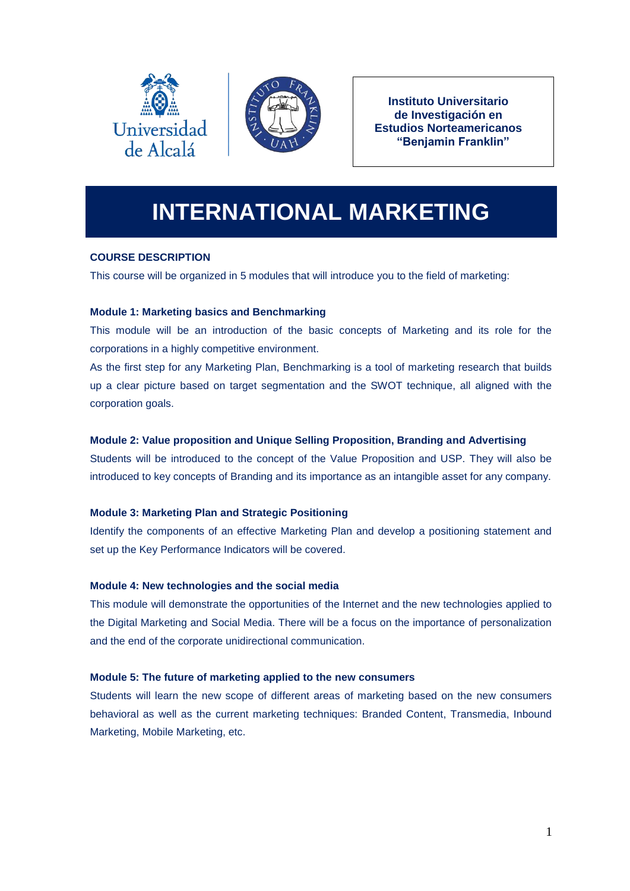Universidad de Alcalá

**Instituto Universitario de Investigación en Estudios Norteamericanos "Benjamin Franklin"**

# INTERNATIONAL MARKETING

## COURSE DESCRIPTION

This course will be organized in 5 modules that will introduce you to the field of marketing:

### Module 1: Marketing basics and Benchmarking

This module will be an introduction of the basic concepts of Marketing and its role for the corporations in a highly competitive environment.

As the first step for any Marketing Plan, Benchmarking is a tool of marketing research that builds up a clear picture based on target segmentation and the SWOT technique, all aligned with the corporation goals.

### Module 2: Value proposition and Unique Selling Proposition, Branding and Advertising

Students will be introduced to the concept of the Value Proposition and USP. They will also be introduced to key concepts of Branding and its importance as an intangible asset for any company.

### Module 3: Marketing Plan and Strategic Positioning

Identify the components of an effective Marketing Plan and develop a positioning statement and set up the Key Performance Indicators will be covered.

### Module 4: New technologies and the social media

This module will demonstrate the opportunities of the Internet and the new technologies applied to the Digital Marketing and Social Media. There will be a focus on the importance of personalization and the end of the corporate unidirectional communication.

### Module 5: The future of marketing applied to the new consumers

Students will learn the new scope of different areas of marketing based on the new consumers behavioral as well as the current marketing techniques: Branded Content, Transmedia, Inbound Marketing, Mobile Marketing, etc.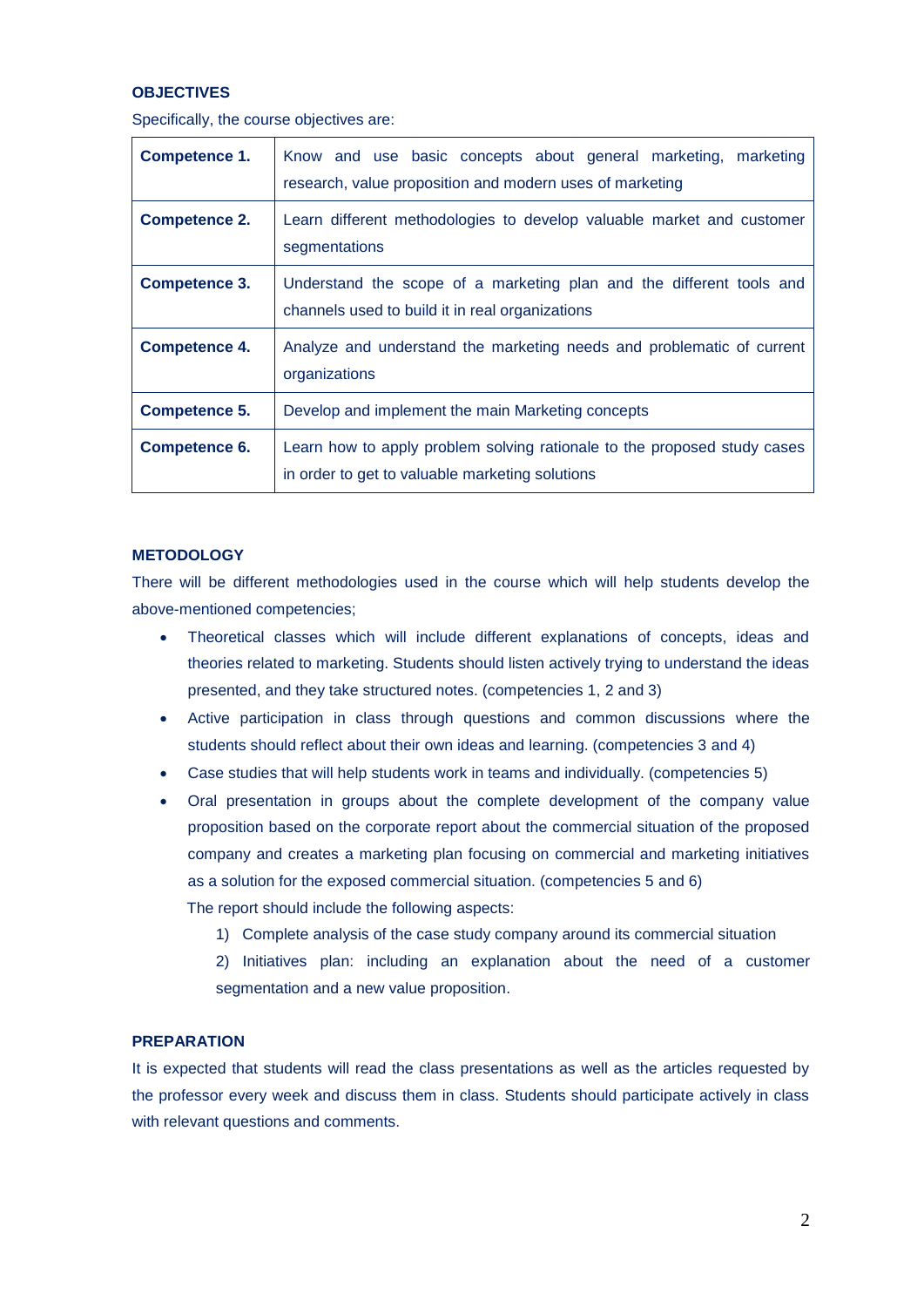## OBJECTIVES

Specifically, the course objectives are:

| | |
|---|---|
| **Competence 1.** | Know and use basic concepts about general marketing, marketing research, value proposition and modern uses of marketing |
| **Competence 2.** | Learn different methodologies to develop valuable market and customer segmentations |
| **Competence 3.** | Understand the scope of a marketing plan and the different tools and channels used to build it in real organizations |
| **Competence 4.** | Analyze and understand the marketing needs and problematic of current organizations |
| **Competence 5.** | Develop and implement the main Marketing concepts |
| **Competence 6.** | Learn how to apply problem solving rationale to the proposed study cases in order to get to valuable marketing solutions |

## METODOLOGY

There will be different methodologies used in the course which will help students develop the above-mentioned competencies;

- Theoretical classes which will include different explanations of concepts, ideas and theories related to marketing. Students should listen actively trying to understand the ideas presented, and they take structured notes. (competencies 1, 2 and 3)
- Active participation in class through questions and common discussions where the students should reflect about their own ideas and learning. (competencies 3 and 4)
- Case studies that will help students work in teams and individually. (competencies 5)
- Oral presentation in groups about the complete development of the company value proposition based on the corporate report about the commercial situation of the proposed company and creates a marketing plan focusing on commercial and marketing initiatives as a solution for the exposed commercial situation. (competencies 5 and 6)

  The report should include the following aspects:

  1) Complete analysis of the case study company around its commercial situation
  2) Initiatives plan: including an explanation about the need of a customer segmentation and a new value proposition.

## PREPARATION

It is expected that students will read the class presentations as well as the articles requested by the professor every week and discuss them in class. Students should participate actively in class with relevant questions and comments.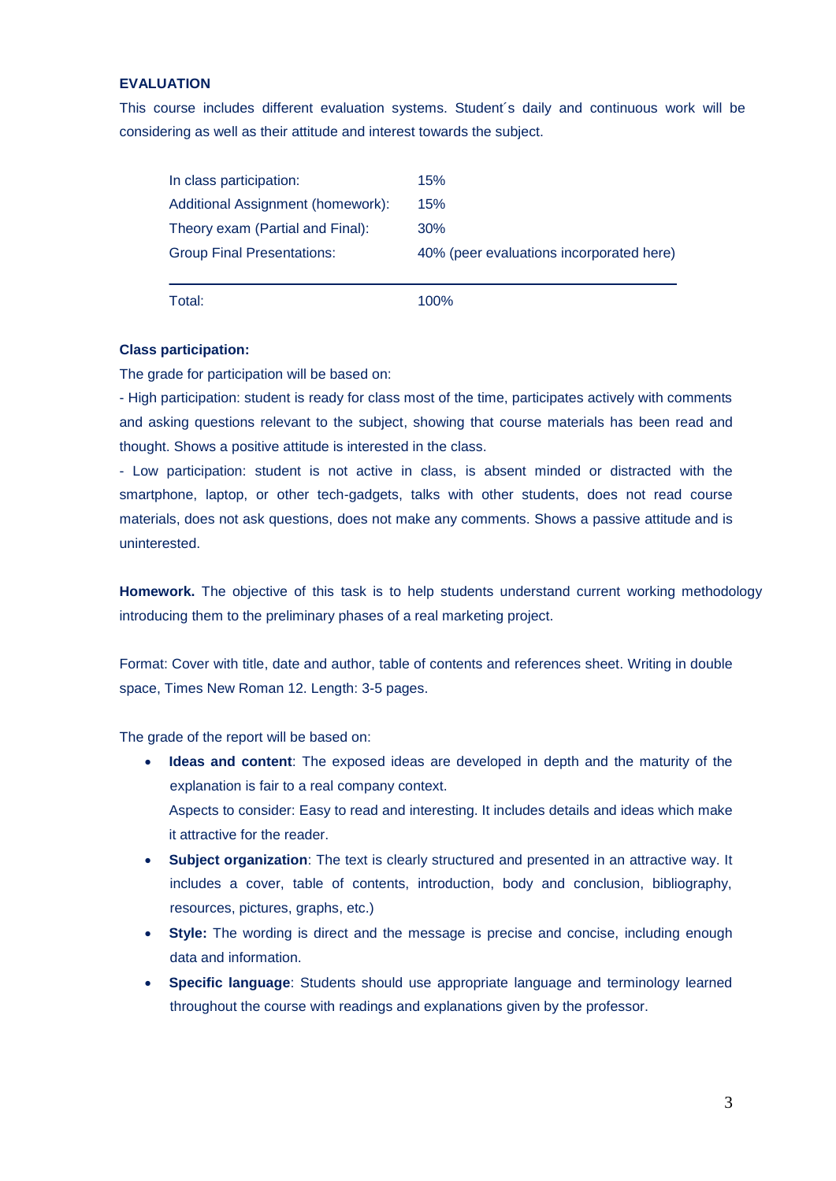**EVALUATION**

This course includes different evaluation systems. Student´s daily and continuous work will be considering as well as their attitude and interest towards the subject.

| | |
|---|---|
| In class participation: | 15% |
| Additional Assignment (homework): | 15% |
| Theory exam (Partial and Final): | 30% |
| Group Final Presentations: | 40% (peer evaluations incorporated here) |
| Total: | 100% |

**Class participation:**

The grade for participation will be based on:

- High participation: student is ready for class most of the time, participates actively with comments and asking questions relevant to the subject, showing that course materials has been read and thought. Shows a positive attitude is interested in the class.

- Low participation: student is not active in class, is absent minded or distracted with the smartphone, laptop, or other tech-gadgets, talks with other students, does not read course materials, does not ask questions, does not make any comments. Shows a passive attitude and is uninterested.

**Homework.** The objective of this task is to help students understand current working methodology introducing them to the preliminary phases of a real marketing project.

Format: Cover with title, date and author, table of contents and references sheet. Writing in double space, Times New Roman 12. Length: 3-5 pages.

The grade of the report will be based on:

- **Ideas and content**: The exposed ideas are developed in depth and the maturity of the explanation is fair to a real company context.
  Aspects to consider: Easy to read and interesting. It includes details and ideas which make it attractive for the reader.
- **Subject organization**: The text is clearly structured and presented in an attractive way. It includes a cover, table of contents, introduction, body and conclusion, bibliography, resources, pictures, graphs, etc.)
- **Style:** The wording is direct and the message is precise and concise, including enough data and information.
- **Specific language**: Students should use appropriate language and terminology learned throughout the course with readings and explanations given by the professor.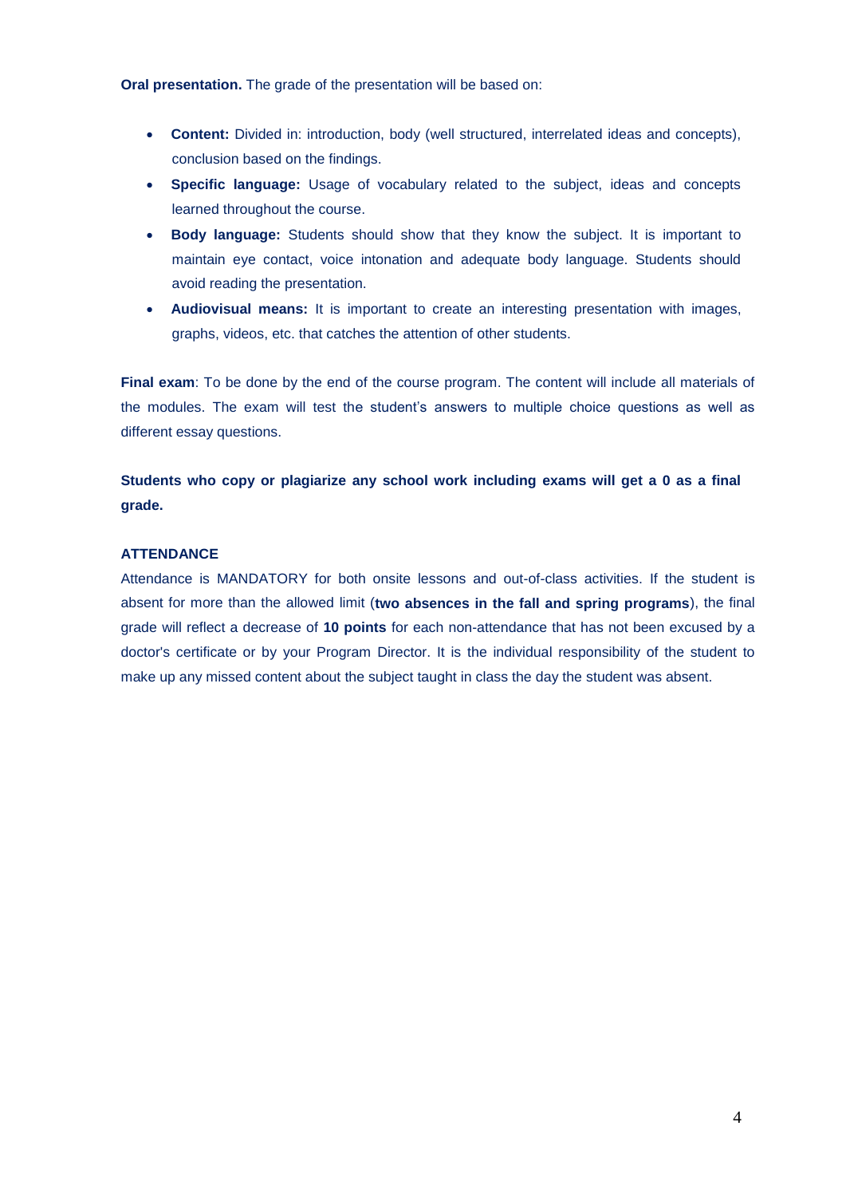**Oral presentation.** The grade of the presentation will be based on:

- **Content:** Divided in: introduction, body (well structured, interrelated ideas and concepts), conclusion based on the findings.
- **Specific language:** Usage of vocabulary related to the subject, ideas and concepts learned throughout the course.
- **Body language:** Students should show that they know the subject. It is important to maintain eye contact, voice intonation and adequate body language. Students should avoid reading the presentation.
- **Audiovisual means:** It is important to create an interesting presentation with images, graphs, videos, etc. that catches the attention of other students.

**Final exam**: To be done by the end of the course program. The content will include all materials of the modules. The exam will test the student's answers to multiple choice questions as well as different essay questions.

**Students who copy or plagiarize any school work including exams will get a 0 as a final grade.**

**ATTENDANCE**

Attendance is MANDATORY for both onsite lessons and out-of-class activities. If the student is absent for more than the allowed limit (**two absences in the fall and spring programs**), the final grade will reflect a decrease of **10 points** for each non-attendance that has not been excused by a doctor's certificate or by your Program Director. It is the individual responsibility of the student to make up any missed content about the subject taught in class the day the student was absent.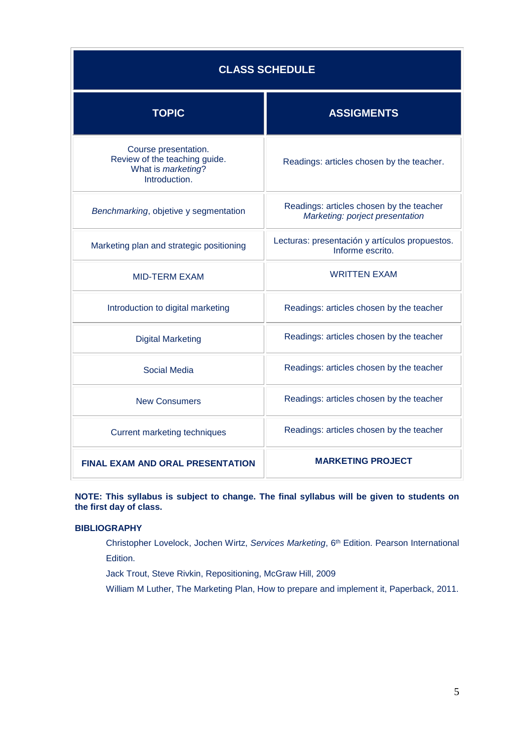| CLASS SCHEDULE | |
|---|---|
| **TOPIC** | **ASSIGMENTS** |
| Course presentation. Review of the teaching guide. What is *marketing*? Introduction. | Readings: articles chosen by the teacher. |
| *Benchmarking*, objetive y segmentation | Readings: articles chosen by the teacher *Marketing: porject presentation* |
| Marketing plan and strategic positioning | Lecturas: presentación y artículos propuestos. Informe escrito. |
| MID-TERM EXAM | WRITTEN EXAM |
| Introduction to digital marketing | Readings: articles chosen by the teacher |
| Digital Marketing | Readings: articles chosen by the teacher |
| Social Media | Readings: articles chosen by the teacher |
| New Consumers | Readings: articles chosen by the teacher |
| Current marketing techniques | Readings: articles chosen by the teacher |
| **FINAL EXAM AND ORAL PRESENTATION** | **MARKETING PROJECT** |

**NOTE: This syllabus is subject to change. The final syllabus will be given to students on the first day of class.**

**BIBLIOGRAPHY**

Christopher Lovelock, Jochen Wirtz, *Services Marketing*, 6th Edition. Pearson International Edition.

Jack Trout, Steve Rivkin, Repositioning, McGraw Hill, 2009

William M Luther, The Marketing Plan, How to prepare and implement it, Paperback, 2011.